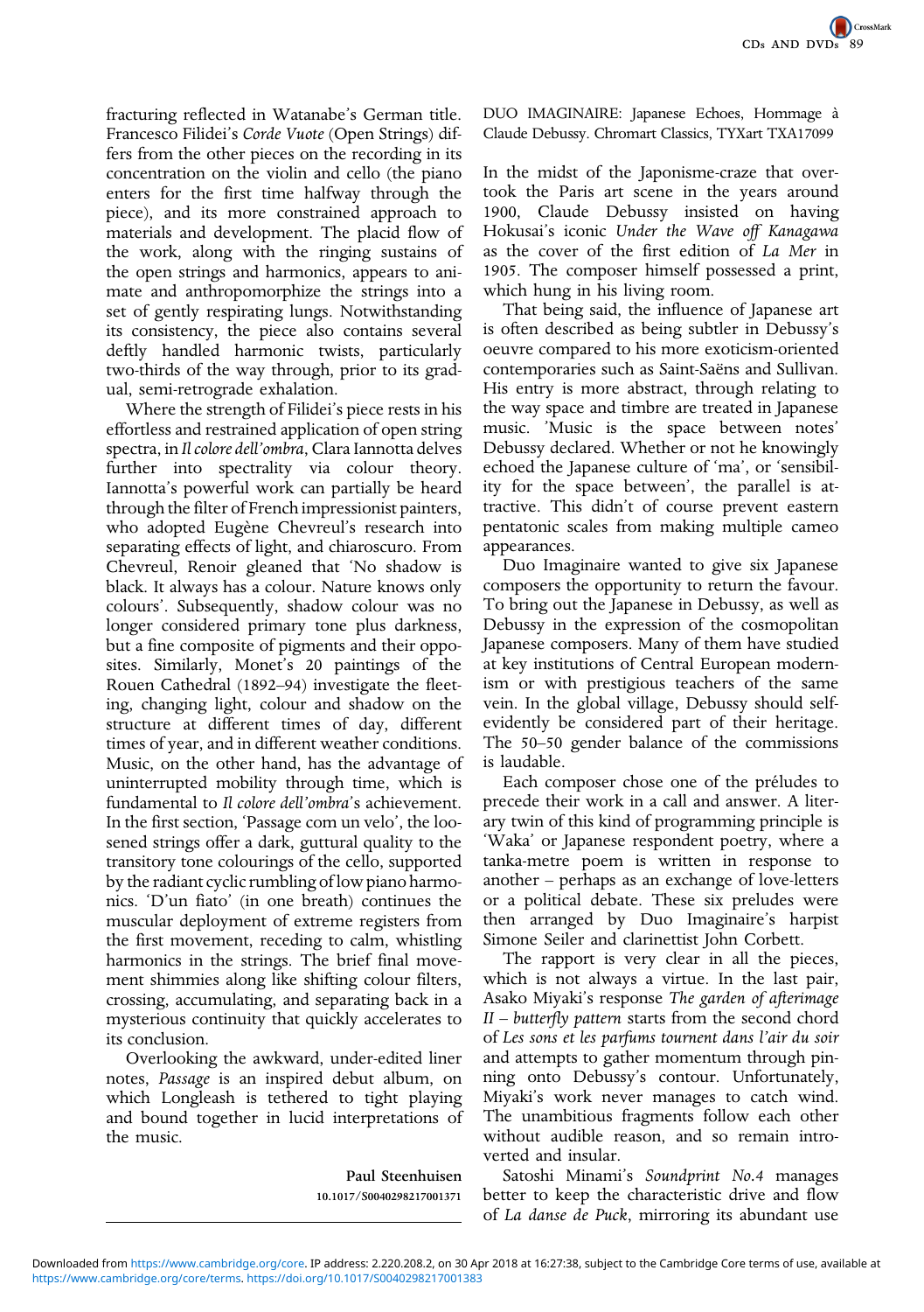fracturing reflected in Watanabe's German title. Francesco Filidei's *Corde Vuote* (Open Strings) differs from the other pieces on the recording in its concentration on the violin and cello (the piano enters for the first time halfway through the piece), and its more constrained approach to materials and development. The placid flow of the work, along with the ringing sustains of the open strings and harmonics, appears to animate and anthropomorphize the strings into a set of gently respirating lungs. Notwithstanding its consistency, the piece also contains several deftly handled harmonic twists, particularly two-thirds of the way through, prior to its gradual, semi-retrograde exhalation.

Where the strength of Filidei's piece rests in his effortless and restrained application of open string spectra, in *Il colore dell'ombra*, Clara Iannotta delves further into spectrality via colour theory. Iannotta's powerful work can partially be heard through the filter of French impressionist painters, who adopted Eugène Chevreul's research into separating effects of light, and chiaroscuro. From Chevreul, Renoir gleaned that 'No shadow is black. It always has a colour. Nature knows only colours'. Subsequently, shadow colour was no longer considered primary tone plus darkness, but a fine composite of pigments and their opposites. Similarly, Monet's 20 paintings of the Rouen Cathedral (1892–94) investigate the fleeting, changing light, colour and shadow on the structure at different times of day, different times of year, and in different weather conditions. Music, on the other hand, has the advantage of uninterrupted mobility through time, which is fundamental to *Il colore dell'ombra*'s achievement. In the first section, 'Passage com un velo', the loosened strings offer a dark, guttural quality to the transitory tone colourings of the cello, supported by the radiant cyclic rumbling of low piano harmonics. 'D'un fiato' (in one breath) continues the muscular deployment of extreme registers from the first movement, receding to calm, whistling harmonics in the strings. The brief final movement shimmies along like shifting colour filters, crossing, accumulating, and separating back in a mysterious continuity that quickly accelerates to its conclusion.

Overlooking the awkward, under-edited liner notes, *Passage* is an inspired debut album, on which Longleash is tethered to tight playing and bound together in lucid interpretations of the music.

**Paul Steenhuisen**
10.1017/S0040298217001371

DUO IMAGINAIRE: Japanese Echoes, Hommage à Claude Debussy. Chromart Classics, TYXart TXA17099

In the midst of the Japonisme-craze that overtook the Paris art scene in the years around 1900, Claude Debussy insisted on having Hokusai's iconic *Under the Wave off Kanagawa* as the cover of the first edition of *La Mer* in 1905. The composer himself possessed a print, which hung in his living room.

That being said, the influence of Japanese art is often described as being subtler in Debussy's oeuvre compared to his more exoticism-oriented contemporaries such as Saint-Saëns and Sullivan. His entry is more abstract, through relating to the way space and timbre are treated in Japanese music. 'Music is the space between notes' Debussy declared. Whether or not he knowingly echoed the Japanese culture of 'ma', or 'sensibility for the space between', the parallel is attractive. This didn't of course prevent eastern pentatonic scales from making multiple cameo appearances.

Duo Imaginaire wanted to give six Japanese composers the opportunity to return the favour. To bring out the Japanese in Debussy, as well as Debussy in the expression of the cosmopolitan Japanese composers. Many of them have studied at key institutions of Central European modernism or with prestigious teachers of the same vein. In the global village, Debussy should self-evidently be considered part of their heritage. The 50–50 gender balance of the commissions is laudable.

Each composer chose one of the préludes to precede their work in a call and answer. A literary twin of this kind of programming principle is 'Waka' or Japanese respondent poetry, where a tanka-metre poem is written in response to another – perhaps as an exchange of love-letters or a political debate. These six preludes were then arranged by Duo Imaginaire's harpist Simone Seiler and clarinettist John Corbett.

The rapport is very clear in all the pieces, which is not always a virtue. In the last pair, Asako Miyaki's response *The garden of afterimage II – butterfly pattern* starts from the second chord of *Les sons et les parfums tournent dans l'air du soir* and attempts to gather momentum through pinning onto Debussy's contour. Unfortunately, Miyaki's work never manages to catch wind. The unambitious fragments follow each other without audible reason, and so remain introverted and insular.

Satoshi Minami's *Soundprint No.4* manages better to keep the characteristic drive and flow of *La danse de Puck*, mirroring its abundant use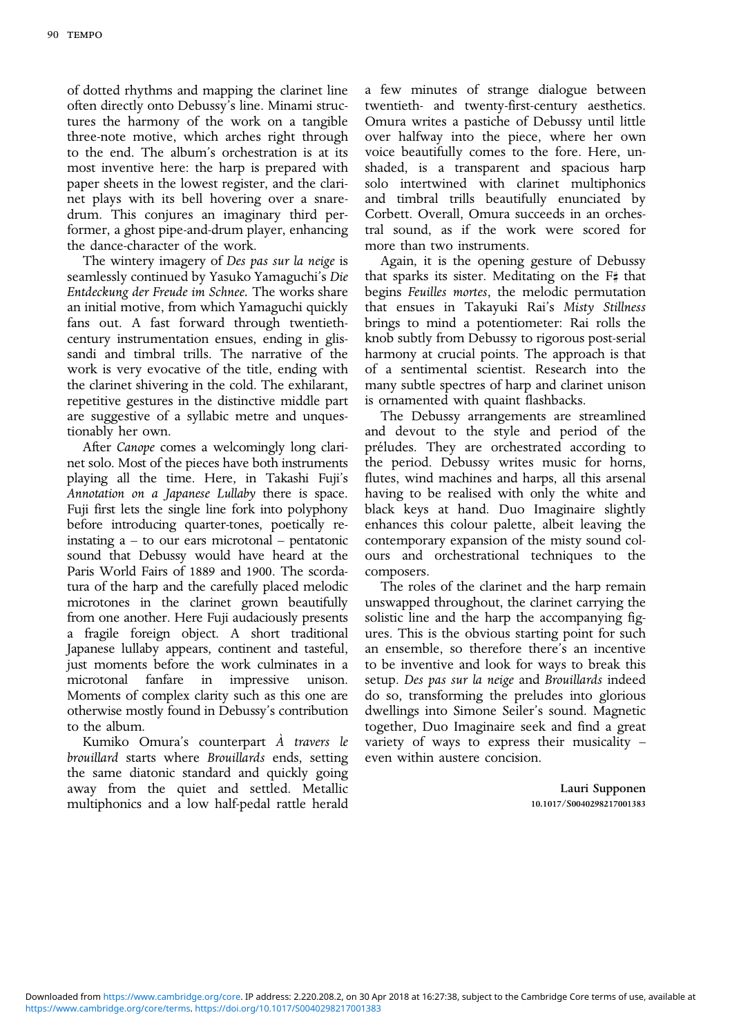of dotted rhythms and mapping the clarinet line often directly onto Debussy's line. Minami structures the harmony of the work on a tangible three-note motive, which arches right through to the end. The album's orchestration is at its most inventive here: the harp is prepared with paper sheets in the lowest register, and the clarinet plays with its bell hovering over a snare-drum. This conjures an imaginary third performer, a ghost pipe-and-drum player, enhancing the dance-character of the work.

The wintery imagery of *Des pas sur la neige* is seamlessly continued by Yasuko Yamaguchi's *Die Entdeckung der Freude im Schnee*. The works share an initial motive, from which Yamaguchi quickly fans out. A fast forward through twentieth-century instrumentation ensues, ending in glissandi and timbral trills. The narrative of the work is very evocative of the title, ending with the clarinet shivering in the cold. The exhilarant, repetitive gestures in the distinctive middle part are suggestive of a syllabic metre and unquestionably her own.

After *Canope* comes a welcomingly long clarinet solo. Most of the pieces have both instruments playing all the time. Here, in Takashi Fuji's *Annotation on a Japanese Lullaby* there is space. Fuji first lets the single line fork into polyphony before introducing quarter-tones, poetically reinstating a – to our ears microtonal – pentatonic sound that Debussy would have heard at the Paris World Fairs of 1889 and 1900. The scordatura of the harp and the carefully placed melodic microtones in the clarinet grown beautifully from one another. Here Fuji audaciously presents a fragile foreign object. A short traditional Japanese lullaby appears, continent and tasteful, just moments before the work culminates in a microtonal fanfare in impressive unison. Moments of complex clarity such as this one are otherwise mostly found in Debussy's contribution to the album.

Kumiko Omura's counterpart *À travers le brouillard* starts where *Brouillards* ends, setting the same diatonic standard and quickly going away from the quiet and settled. Metallic multiphonics and a low half-pedal rattle herald a few minutes of strange dialogue between twentieth- and twenty-first-century aesthetics. Omura writes a pastiche of Debussy until little over halfway into the piece, where her own voice beautifully comes to the fore. Here, unshaded, is a transparent and spacious harp solo intertwined with clarinet multiphonics and timbral trills beautifully enunciated by Corbett. Overall, Omura succeeds in an orchestral sound, as if the work were scored for more than two instruments.

Again, it is the opening gesture of Debussy that sparks its sister. Meditating on the F♯ that begins *Feuilles mortes*, the melodic permutation that ensues in Takayuki Rai's *Misty Stillness* brings to mind a potentiometer: Rai rolls the knob subtly from Debussy to rigorous post-serial harmony at crucial points. The approach is that of a sentimental scientist. Research into the many subtle spectres of harp and clarinet unison is ornamented with quaint flashbacks.

The Debussy arrangements are streamlined and devout to the style and period of the préludes. They are orchestrated according to the period. Debussy writes music for horns, flutes, wind machines and harps, all this arsenal having to be realised with only the white and black keys at hand. Duo Imaginaire slightly enhances this colour palette, albeit leaving the contemporary expansion of the misty sound colours and orchestrational techniques to the composers.

The roles of the clarinet and the harp remain unswapped throughout, the clarinet carrying the solistic line and the harp the accompanying figures. This is the obvious starting point for such an ensemble, so therefore there's an incentive to be inventive and look for ways to break this setup. *Des pas sur la neige* and *Brouillards* indeed do so, transforming the preludes into glorious dwellings into Simone Seiler's sound. Magnetic together, Duo Imaginaire seek and find a great variety of ways to express their musicality – even within austere concision.

**Lauri Supponen**

10.1017/S0040298217001383